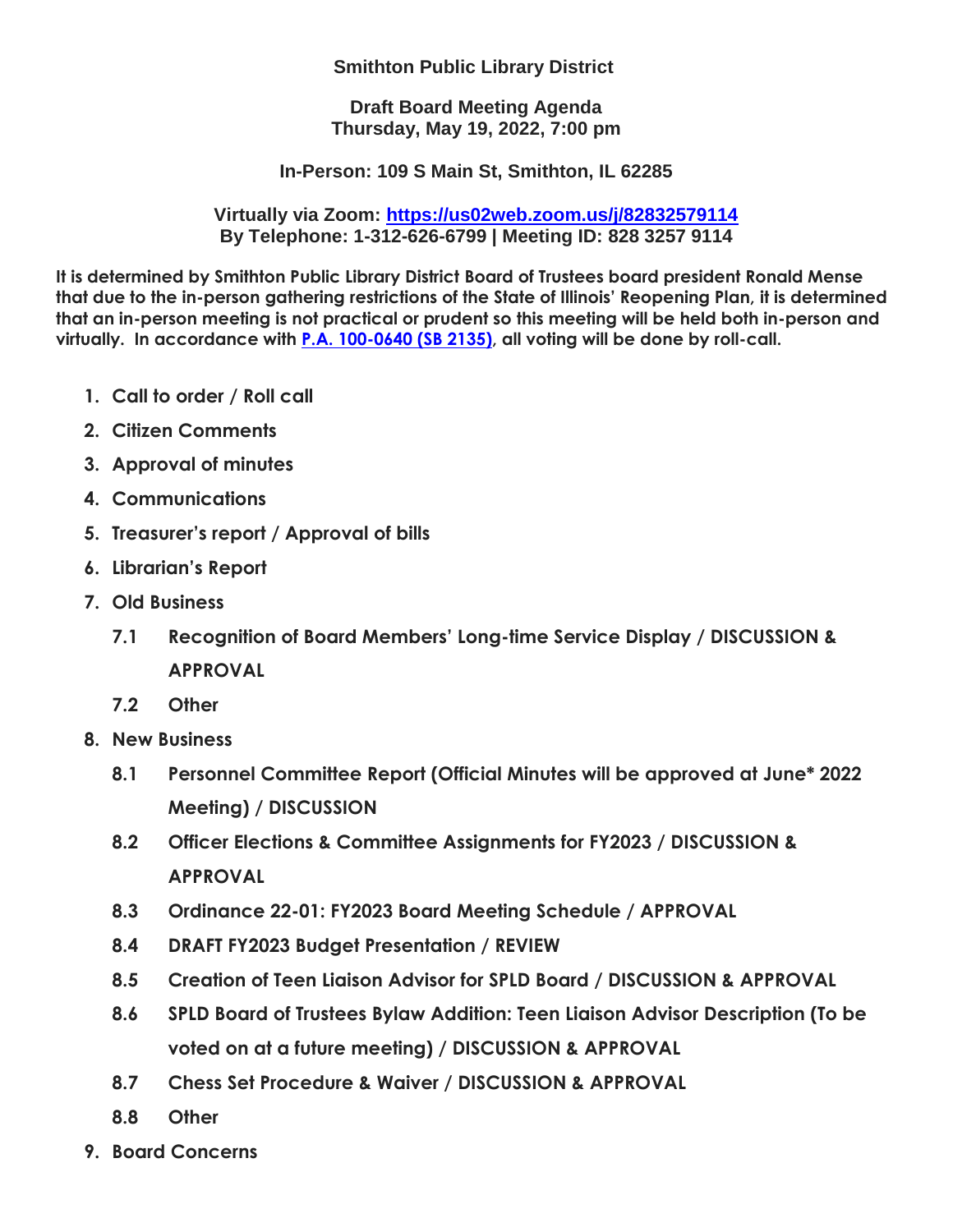# Smithton Public Library District

## Draft Board Meeting Agenda
## Thursday, May 19, 2022, 7:00 pm

**In-Person: 109 S Main St, Smithton, IL 62285**

**Virtually via Zoom: [https://us02web.zoom.us/j/82832579114](https://us02web.zoom.us/j/82832579114)**
**By Telephone: 1-312-626-6799 | Meeting ID: 828 3257 9114**

**It is determined by Smithton Public Library District Board of Trustees board president Ronald Mense that due to the in-person gathering restrictions of the State of Illinois' Reopening Plan, it is determined that an in-person meeting is not practical or prudent so this meeting will be held both in-person and virtually. In accordance with [P.A. 100-0640 (SB 2135)](), all voting will be done by roll-call.**

1. **Call to order / Roll call**
2. **Citizen Comments**
3. **Approval of minutes**
4. **Communications**
5. **Treasurer's report / Approval of bills**
6. **Librarian's Report**
7. **Old Business**
   - **7.1 Recognition of Board Members' Long-time Service Display / DISCUSSION & APPROVAL**
   - **7.2 Other**
8. **New Business**
   - **8.1 Personnel Committee Report (Official Minutes will be approved at June* 2022 Meeting) / DISCUSSION**
   - **8.2 Officer Elections & Committee Assignments for FY2023 / DISCUSSION & APPROVAL**
   - **8.3 Ordinance 22-01: FY2023 Board Meeting Schedule / APPROVAL**
   - **8.4 DRAFT FY2023 Budget Presentation / REVIEW**
   - **8.5 Creation of Teen Liaison Advisor for SPLD Board / DISCUSSION & APPROVAL**
   - **8.6 SPLD Board of Trustees Bylaw Addition: Teen Liaison Advisor Description (To be voted on at a future meeting) / DISCUSSION & APPROVAL**
   - **8.7 Chess Set Procedure & Waiver / DISCUSSION & APPROVAL**
   - **8.8 Other**
9. **Board Concerns**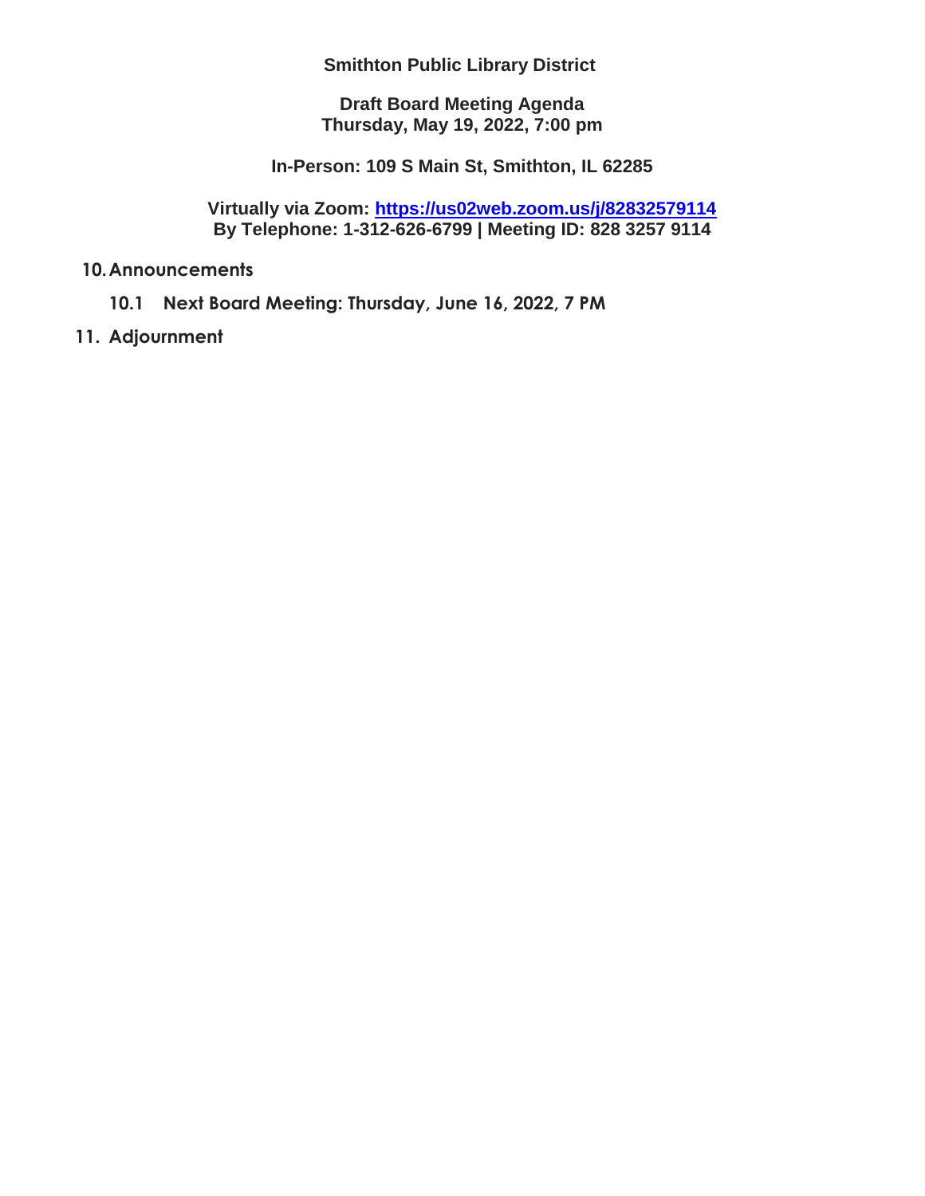**Smithton Public Library District**

**Draft Board Meeting Agenda**
**Thursday, May 19, 2022, 7:00 pm**

**In-Person: 109 S Main St, Smithton, IL 62285**

**Virtually via Zoom: [https://us02web.zoom.us/j/82832579114](https://us02web.zoom.us/j/82832579114)**
**By Telephone: 1-312-626-6799 | Meeting ID: 828 3257 9114**

**10. Announcements**

**10.1 Next Board Meeting: Thursday, June 16, 2022, 7 PM**

**11. Adjournment**